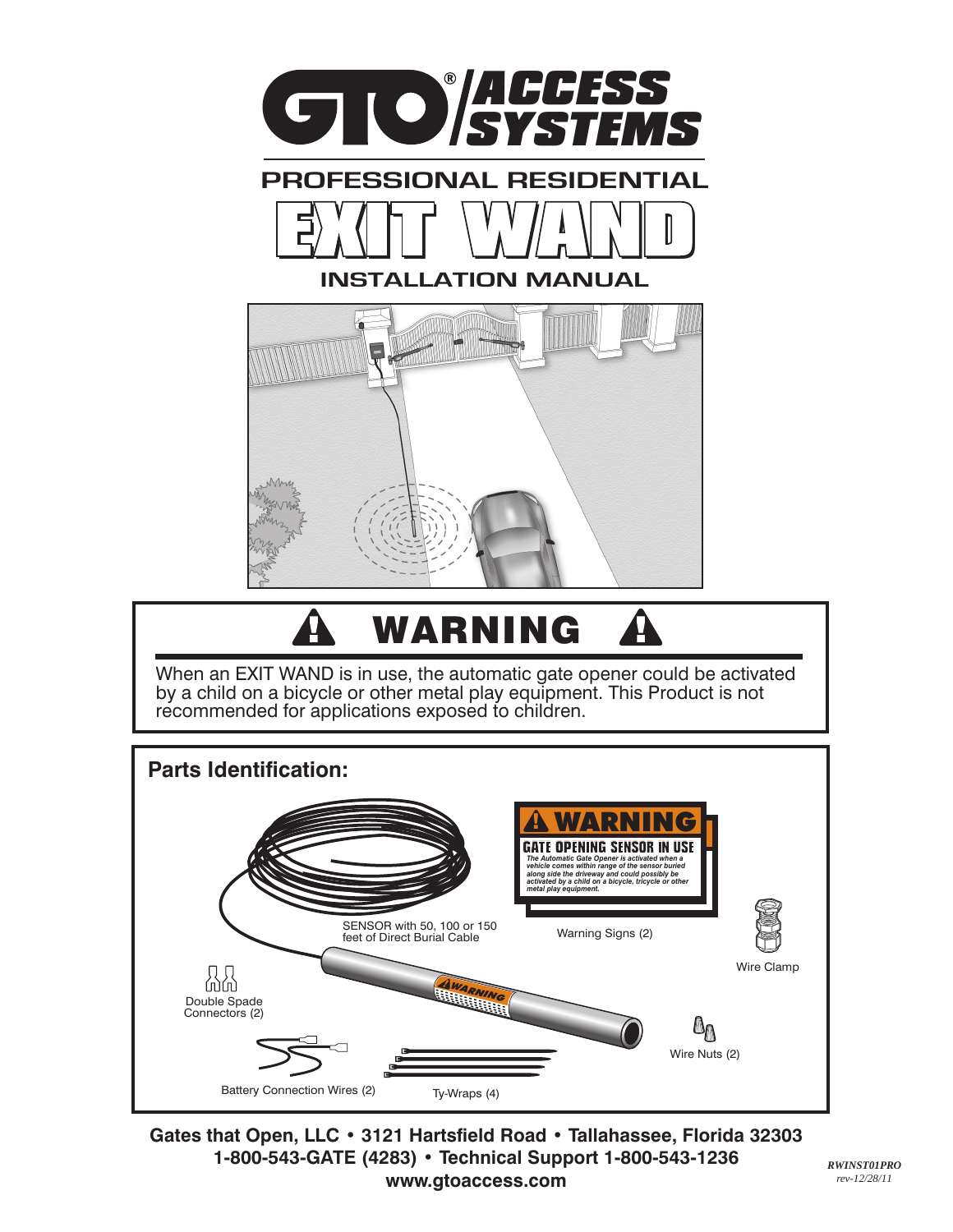# GTO® ACCESS SYSTEMS

## PROFESSIONAL RESIDENTIAL

# EXIT WAND

## INSTALLATION MANUAL

## ⚠ WARNING ⚠

When an EXIT WAND is in use, the automatic gate opener could be activated by a child on a bicycle or other metal play equipment. This Product is not recommended for applications exposed to children.

## Parts Identification:

⚠ WARNING

GATE OPENING SENSOR IN USE

*The Automatic Gate Opener is activated when a vehicle comes within range of the sensor buried along side the driveway and could possibly be activated by a child on a bicycle, tricycle or other metal play equipment.*

SENSOR with 50, 100 or 150 feet of Direct Burial Cable

Warning Signs (2)

Wire Clamp

Double Spade Connectors (2)

Wire Nuts (2)

Battery Connection Wires (2)

Ty-Wraps (4)

**Gates that Open, LLC • 3121 Hartsfield Road • Tallahassee, Florida 32303**
**1-800-543-GATE (4283) • Technical Support 1-800-543-1236**
**www.gtoaccess.com**

*RWINST01PRO*
*rev-12/28/11*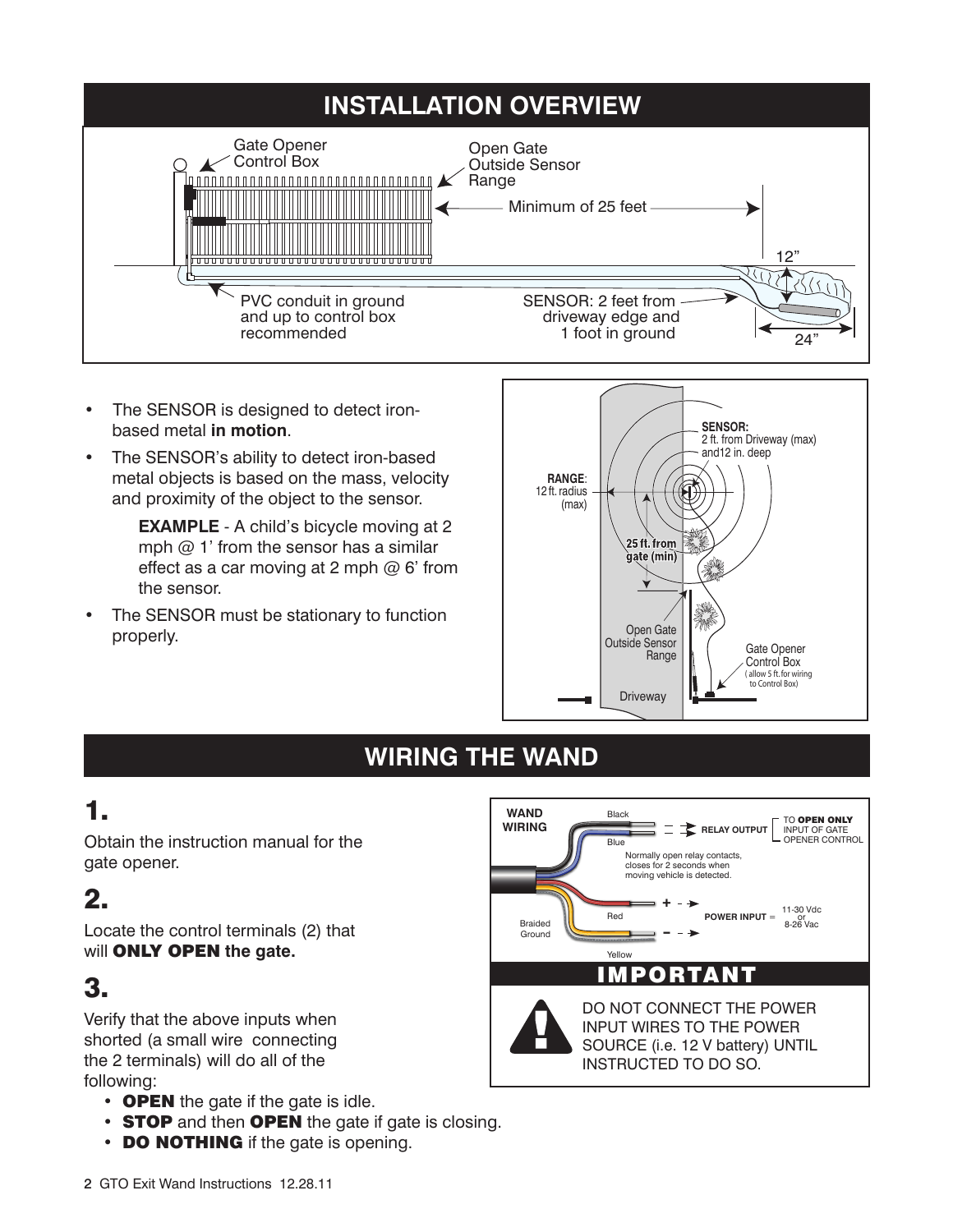## INSTALLATION OVERVIEW

Gate Opener Control Box

Open Gate Outside Sensor Range

Minimum of 25 feet

12"

PVC conduit in ground and up to control box recommended

SENSOR: 2 feet from driveway edge and 1 foot in ground

24"

- The SENSOR is designed to detect iron-based metal **in motion**.
- The SENSOR's ability to detect iron-based metal objects is based on the mass, velocity and proximity of the object to the sensor.

  **EXAMPLE** - A child's bicycle moving at 2 mph @ 1' from the sensor has a similar effect as a car moving at 2 mph @ 6' from the sensor.
- The SENSOR must be stationary to function properly.

**SENSOR:** 2 ft. from Driveway (max) and12 in. deep

**RANGE**: 12 ft. radius (max)

25 ft. from gate (min)

Open Gate Outside Sensor Range

Gate Opener Control Box (allow 5 ft. for wiring to Control Box)

Driveway

## WIRING THE WAND

## 1.

Obtain the instruction manual for the gate opener.

## 2.

Locate the control terminals (2) that will **ONLY OPEN the gate.**

## 3.

Verify that the above inputs when shorted (a small wire connecting the 2 terminals) will do all of the following:

- **OPEN** the gate if the gate is idle.
- **STOP** and then **OPEN** the gate if gate is closing.
- **DO NOTHING** if the gate is opening.

**WAND WIRING**

Black

Blue

**RELAY OUTPUT**

TO **OPEN ONLY** INPUT OF GATE OPENER CONTROL

Normally open relay contacts, closes for 2 seconds when moving vehicle is detected.

Braided Ground

Red

Yellow

+

–

**POWER INPUT** = 11-30 Vdc or 8-26 Vac

### IMPORTANT

DO NOT CONNECT THE POWER INPUT WIRES TO THE POWER SOURCE (i.e. 12 V battery) UNTIL INSTRUCTED TO DO SO.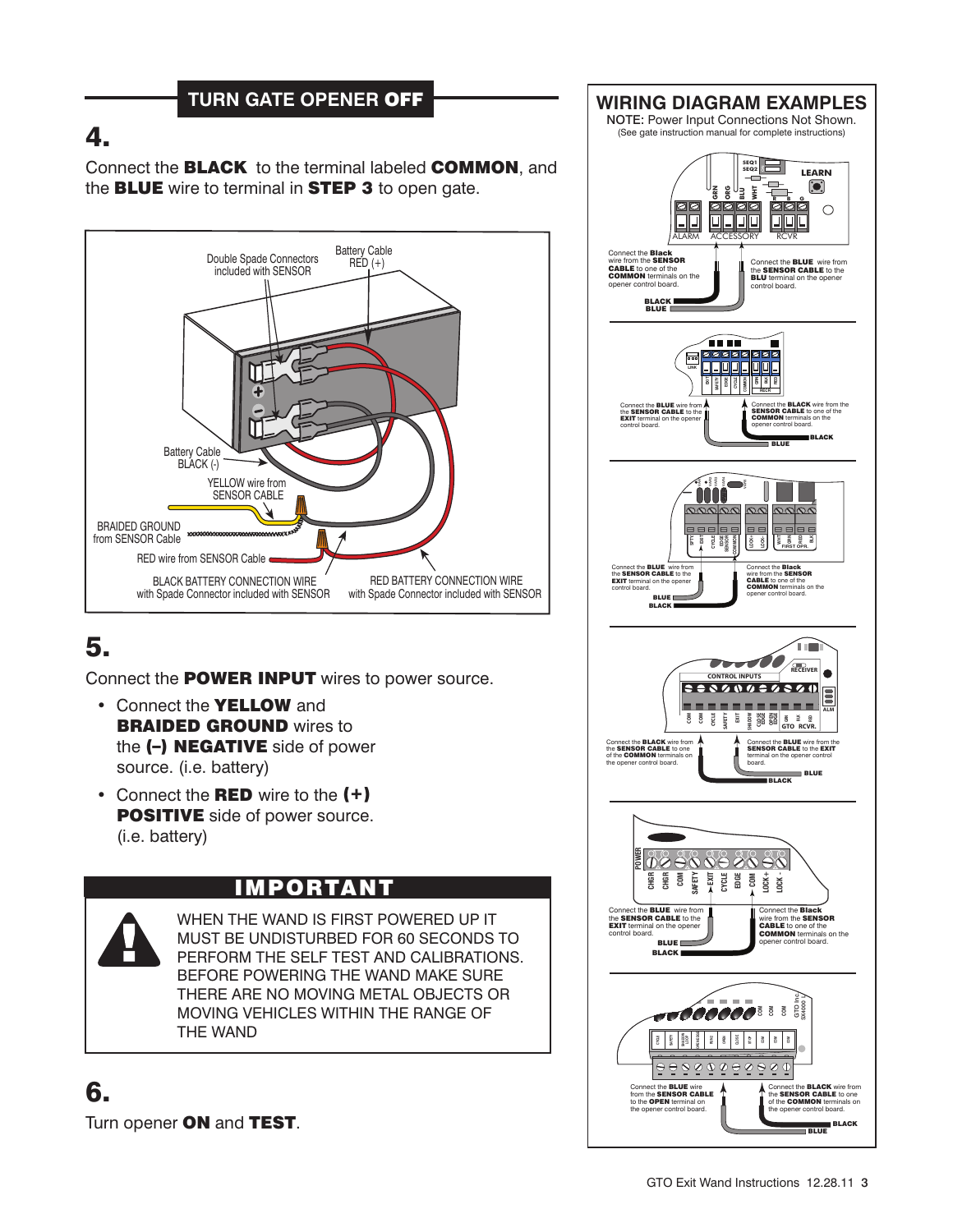## TURN GATE OPENER **OFF**

## 4.

Connect the **BLACK** to the terminal labeled **COMMON**, and the **BLUE** wire to terminal in **STEP 3** to open gate.

Double Spade Connectors included with SENSOR

Battery Cable RED (+)

Battery Cable BLACK (-)

YELLOW wire from SENSOR CABLE

BRAIDED GROUND from SENSOR Cable

RED wire from SENSOR Cable

BLACK BATTERY CONNECTION WIRE with Spade Connector included with SENSOR

RED BATTERY CONNECTION WIRE with Spade Connector included with SENSOR

## 5.

Connect the **POWER INPUT** wires to power source.

- Connect the **YELLOW** and **BRAIDED GROUND** wires to the **(–) NEGATIVE** side of power source. (i.e. battery)
- Connect the **RED** wire to the **(+) POSITIVE** side of power source. (i.e. battery)

### IMPORTANT

WHEN THE WAND IS FIRST POWERED UP IT MUST BE UNDISTURBED FOR 60 SECONDS TO PERFORM THE SELF TEST AND CALIBRATIONS. BEFORE POWERING THE WAND MAKE SURE THERE ARE NO MOVING METAL OBJECTS OR MOVING VEHICLES WITHIN THE RANGE OF THE WAND

## 6.

Turn opener **ON** and **TEST**.

## WIRING DIAGRAM EXAMPLES

NOTE: Power Input Connections Not Shown.
(See gate instruction manual for complete instructions)

SEQ1 SEQ2 LEARN GRN ORG BLU WHT R B G ALARM ACCESSORY RCVR

Connect the **Black** wire from the **SENSOR CABLE** to one of the **COMMON** terminals on the opener control board.

Connect the **BLUE** wire from the **SENSOR CABLE** to the **BLU** terminal on the opener control board.

BLACK BLUE

LINK EXIT SAFETY EDGE CYCLE COMMON GRN BLK RED RECR

Connect the **BLUE** wire from the **SENSOR CABLE** to the **EXIT** terminal on the opener control board.

Connect the **BLACK** wire from the **SENSOR CABLE** to one of the **COMMON** terminals on the opener control board.

BLACK BLUE

SFTY EXIT CYCLE EDGE SENSOR COMMON LOCK+ LOCK- WHT GRN RED BLK FIRST OPR.

Connect the **BLUE** wire from the **SENSOR CABLE** to the **EXIT** terminal on the opener control board.

Connect the **Black** wire from the **SENSOR CABLE** to one of the **COMMON** terminals on the opener control board.

BLUE BLACK

RECEIVER CONTROL INPUTS COM COM CYCLE SAFETY EXIT SHADOW CLOSE EDGE OPEN EDGE GRN BLK RED GTO RCVR. ALM

Connect the **BLACK** wire from the **SENSOR CABLE** to one of the **COMMON** terminals on the opener control board.

Connect the **BLUE** wire from the **SENSOR CABLE** to the **EXIT** terminal on the opener control board.

BLUE BLACK

POWER CHGR CHGR COM SAFETY EXIT CYCLE EDGE COM LOCK + LOCK -

Connect the **BLUE** wire from the **SENSOR CABLE** to the **EXIT** terminal on the opener control board.

Connect the **Black** wire from the **SENSOR CABLE** to one of the **COMMON** terminals on the opener control board.

BLUE BLACK

CYCLE SAFETY SHADOW LOOP OPEN/EDGE BLU GRN CLOSE STOP COM COM COM COM GTO INC SW4000

Connect the **BLUE** wire from the **SENSOR CABLE** to the **OPEN** terminal on the opener control board.

Connect the **BLACK** wire from the **SENSOR CABLE** to one of the **COMMON** terminals on the opener control board.

BLACK BLUE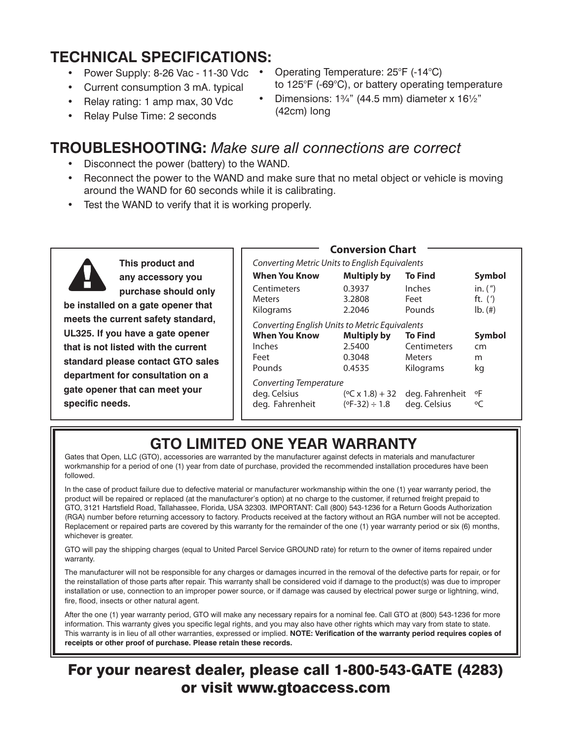## TECHNICAL SPECIFICATIONS:

- Power Supply: 8-26 Vac - 11-30 Vdc
- Current consumption 3 mA. typical
- Relay rating: 1 amp max, 30 Vdc
- Relay Pulse Time: 2 seconds
- Operating Temperature: 25°F (-14°C) to 125°F (-69°C), or battery operating temperature
- Dimensions: 1¾" (44.5 mm) diameter x 16½" (42cm) long

## TROUBLESHOOTING: *Make sure all connections are correct*

- Disconnect the power (battery) to the WAND.
- Reconnect the power to the WAND and make sure that no metal object or vehicle is moving around the WAND for 60 seconds while it is calibrating.
- Test the WAND to verify that it is working properly.

**This product and any accessory you purchase should only be installed on a gate opener that meets the current safety standard, UL325. If you have a gate opener that is not listed with the current standard please contact GTO sales department for consultation on a gate opener that can meet your specific needs.**

### Conversion Chart

*Converting Metric Units to English Equivalents*

| When You Know | Multiply by | To Find | Symbol |
|---|---|---|---|
| Centimeters | 0.3937 | Inches | in. (") |
| Meters | 3.2808 | Feet | ft. (') |
| Kilograms | 2.2046 | Pounds | lb. (#) |

*Converting English Units to Metric Equivalents*

| When You Know | Multiply by | To Find | Symbol |
|---|---|---|---|
| Inches | 2.5400 | Centimeters | cm |
| Feet | 0.3048 | Meters | m |
| Pounds | 0.4535 | Kilograms | kg |

*Converting Temperature*

| | | | |
|---|---|---|---|
| deg. Celsius | (ºC x 1.8) + 32 | deg. Fahrenheit | ºF |
| deg. Fahrenheit | (ºF-32) ÷ 1.8 | deg. Celsius | ºC |

## GTO LIMITED ONE YEAR WARRANTY

Gates that Open, LLC (GTO), accessories are warranted by the manufacturer against defects in materials and manufacturer workmanship for a period of one (1) year from date of purchase, provided the recommended installation procedures have been followed.

In the case of product failure due to defective material or manufacturer workmanship within the one (1) year warranty period, the product will be repaired or replaced (at the manufacturer's option) at no charge to the customer, if returned freight prepaid to GTO, 3121 Hartsfield Road, Tallahassee, Florida, USA 32303. IMPORTANT: Call (800) 543-1236 for a Return Goods Authorization (RGA) number before returning accessory to factory. Products received at the factory without an RGA number will not be accepted. Replacement or repaired parts are covered by this warranty for the remainder of the one (1) year warranty period or six (6) months, whichever is greater.

GTO will pay the shipping charges (equal to United Parcel Service GROUND rate) for return to the owner of items repaired under warranty.

The manufacturer will not be responsible for any charges or damages incurred in the removal of the defective parts for repair, or for the reinstallation of those parts after repair. This warranty shall be considered void if damage to the product(s) was due to improper installation or use, connection to an improper power source, or if damage was caused by electrical power surge or lightning, wind, fire, flood, insects or other natural agent.

After the one (1) year warranty period, GTO will make any necessary repairs for a nominal fee. Call GTO at (800) 543-1236 for more information. This warranty gives you specific legal rights, and you may also have other rights which may vary from state to state. This warranty is in lieu of all other warranties, expressed or implied. **NOTE: Verification of the warranty period requires copies of receipts or other proof of purchase. Please retain these records.**

**For your nearest dealer, please call 1-800-543-GATE (4283) or visit www.gtoaccess.com**